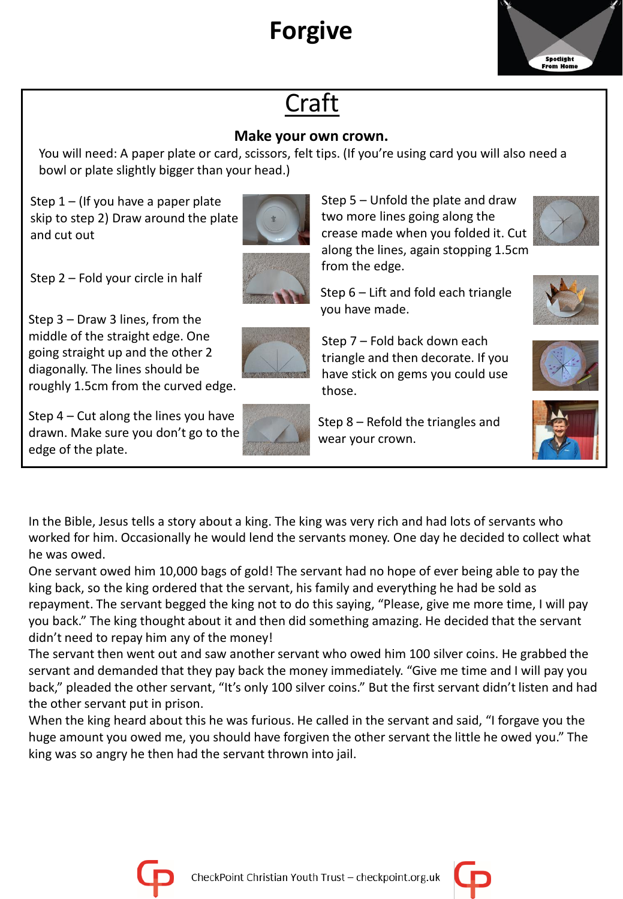# Forgive

## Craft

**Make your own crown.**

You will need: A paper plate or card, scissors, felt tips. (If you're using card you will also need a bowl or plate slightly bigger than your head.)

Step 1 – (If you have a paper plate skip to step 2) Draw around the plate and cut out

Step 2 – Fold your circle in half

Step 3 – Draw 3 lines, from the middle of the straight edge. One going straight up and the other 2 diagonally. The lines should be roughly 1.5cm from the curved edge.

Step 4 – Cut along the lines you have drawn. Make sure you don't go to the edge of the plate.

Step 5 – Unfold the plate and draw two more lines going along the crease made when you folded it. Cut along the lines, again stopping 1.5cm from the edge.

Step 6 – Lift and fold each triangle you have made.

Step 7 – Fold back down each triangle and then decorate. If you have stick on gems you could use those.

Step 8 – Refold the triangles and wear your crown.

In the Bible, Jesus tells a story about a king. The king was very rich and had lots of servants who worked for him. Occasionally he would lend the servants money. One day he decided to collect what he was owed.

One servant owed him 10,000 bags of gold! The servant had no hope of ever being able to pay the king back, so the king ordered that the servant, his family and everything he had be sold as repayment. The servant begged the king not to do this saying, "Please, give me more time, I will pay you back." The king thought about it and then did something amazing. He decided that the servant didn't need to repay him any of the money!

The servant then went out and saw another servant who owed him 100 silver coins. He grabbed the servant and demanded that they pay back the money immediately. "Give me time and I will pay you back," pleaded the other servant, "It's only 100 silver coins." But the first servant didn't listen and had the other servant put in prison.

When the king heard about this he was furious. He called in the servant and said, "I forgave you the huge amount you owed me, you should have forgiven the other servant the little he owed you." The king was so angry he then had the servant thrown into jail.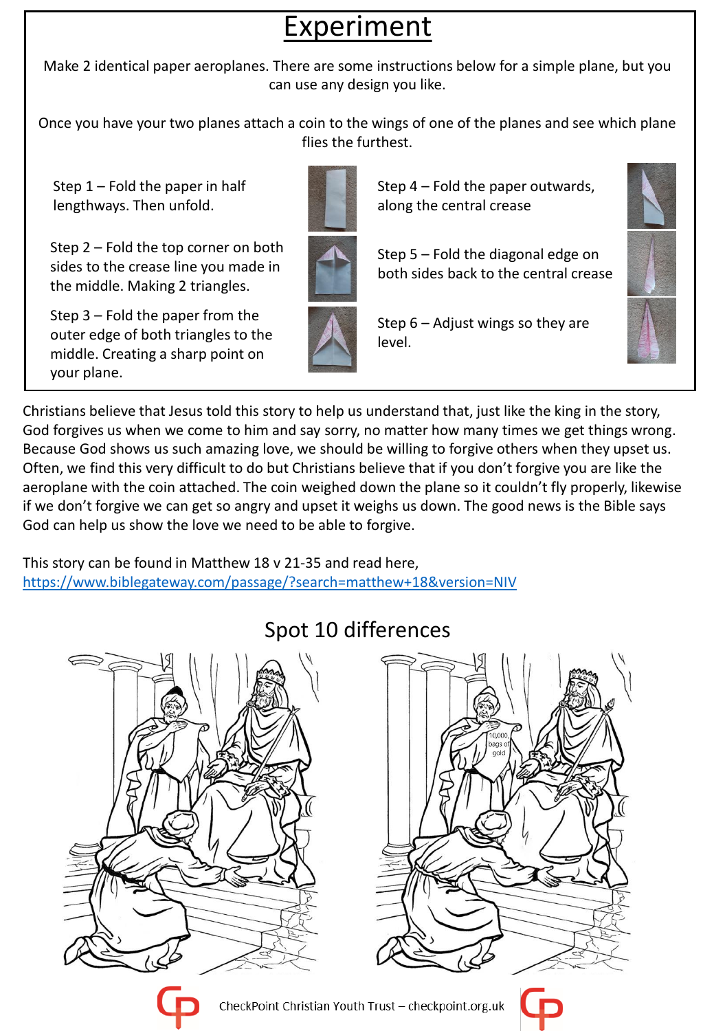# Experiment

Make 2 identical paper aeroplanes. There are some instructions below for a simple plane, but you can use any design you like.

Once you have your two planes attach a coin to the wings of one of the planes and see which plane flies the furthest.

Step 1 – Fold the paper in half lengthways. Then unfold.

Step 2 – Fold the top corner on both sides to the crease line you made in the middle. Making 2 triangles.

Step 3 – Fold the paper from the outer edge of both triangles to the middle. Creating a sharp point on your plane.

Step 4 – Fold the paper outwards, along the central crease

Step 5 – Fold the diagonal edge on both sides back to the central crease

Step 6 – Adjust wings so they are level.

Christians believe that Jesus told this story to help us understand that, just like the king in the story, God forgives us when we come to him and say sorry, no matter how many times we get things wrong. Because God shows us such amazing love, we should be willing to forgive others when they upset us. Often, we find this very difficult to do but Christians believe that if you don't forgive you are like the aeroplane with the coin attached. The coin weighed down the plane so it couldn't fly properly, likewise if we don't forgive we can get so angry and upset it weighs us down. The good news is the Bible says God can help us show the love we need to be able to forgive.

This story can be found in Matthew 18 v 21-35 and read here, https://www.biblegateway.com/passage/?search=matthew+18&version=NIV

## Spot 10 differences

10,000 bags of gold

CheckPoint Christian Youth Trust – checkpoint.org.uk